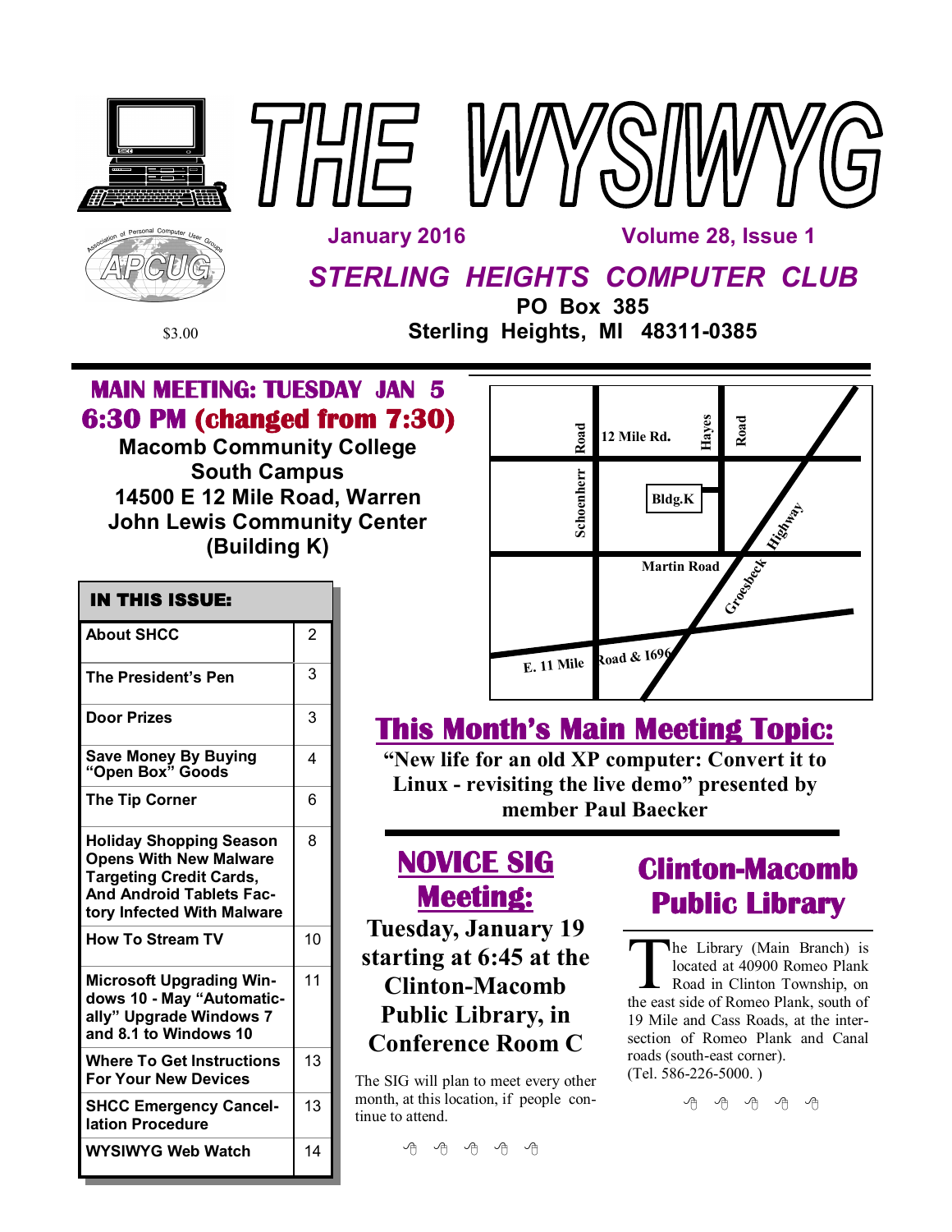# THE WYSIWYG

January 2016 — Volume 28, Issue 1

## STERLING HEIGHTS COMPUTER CLUB

**PO Box 385**
**Sterling Heights, MI 48311-0385**

$3.00

## MAIN MEETING: TUESDAY JAN 5
## 6:30 PM (changed from 7:30)

**Macomb Community College**
**South Campus**
**14500 E 12 Mile Road, Warren**
**John Lewis Community Center**
**(Building K)**

Map labels: 12 Mile Rd., Schoenherr Road, Hayes Road, Bldg.K, Martin Road, Groesbeck Highway, E. 11 Mile Road & I696

### IN THIS ISSUE:

| Article | Page |
|---|---|
| About SHCC | 2 |
| The President's Pen | 3 |
| Door Prizes | 3 |
| Save Money By Buying "Open Box" Goods | 4 |
| The Tip Corner | 6 |
| Holiday Shopping Season Opens With New Malware Targeting Credit Cards, And Android Tablets Factory Infected With Malware | 8 |
| How To Stream TV | 10 |
| Microsoft Upgrading Windows 10 - May "Automatically" Upgrade Windows 7 and 8.1 to Windows 10 | 11 |
| Where To Get Instructions For Your New Devices | 13 |
| SHCC Emergency Cancellation Procedure | 13 |
| WYSIWYG Web Watch | 14 |

## This Month's Main Meeting Topic:

**"New life for an old XP computer: Convert it to Linux - revisiting the live demo" presented by member Paul Baecker**

## NOVICE SIG Meeting:

**Tuesday, January 19 starting at 6:45 at the Clinton-Macomb Public Library, in Conference Room C**

The SIG will plan to meet every other month, at this location, if people continue to attend.

## Clinton-Macomb Public Library

The Library (Main Branch) is located at 40900 Romeo Plank Road in Clinton Township, on the east side of Romeo Plank, south of 19 Mile and Cass Roads, at the intersection of Romeo Plank and Canal roads (south-east corner). (Tel. 586-226-5000. )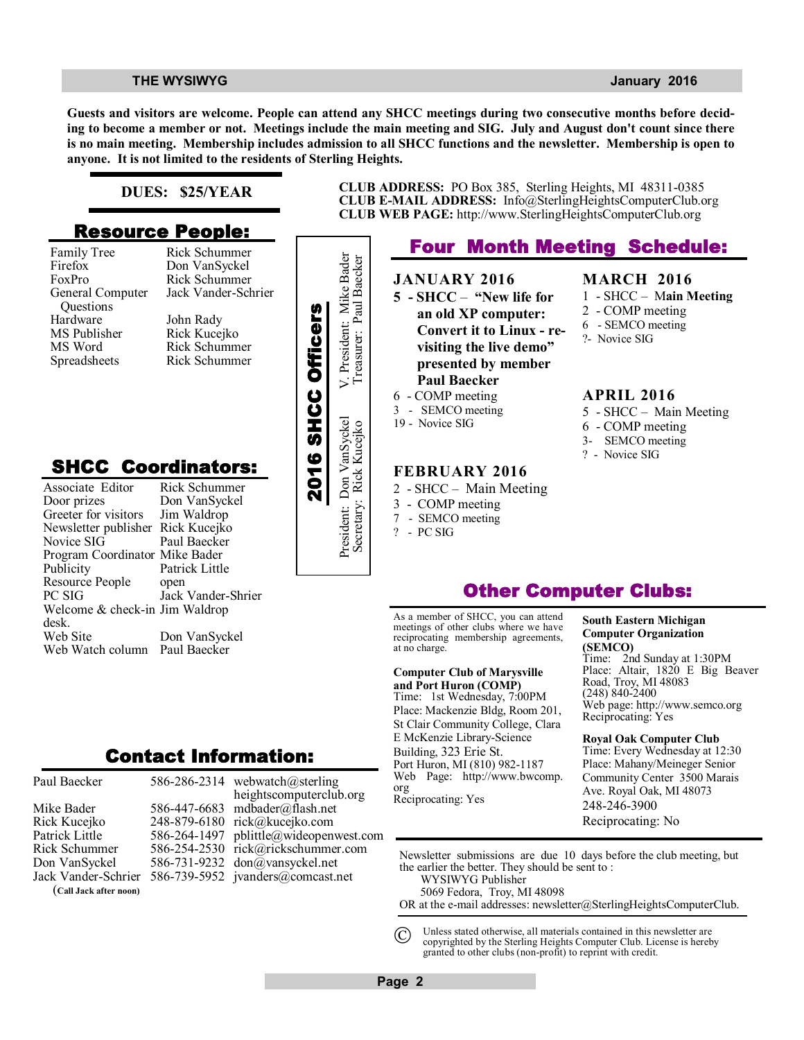**Guests and visitors are welcome. People can attend any SHCC meetings during two consecutive months before deciding to become a member or not. Meetings include the main meeting and SIG. July and August don't count since there is no main meeting. Membership includes admission to all SHCC functions and the newsletter. Membership is open to anyone. It is not limited to the residents of Sterling Heights.**

**DUES: $25/YEAR**

**CLUB ADDRESS:** PO Box 385, Sterling Heights, MI 48311-0385
**CLUB E-MAIL ADDRESS:** Info@SterlingHeightsComputerClub.org
**CLUB WEB PAGE:** http://www.SterlingHeightsComputerClub.org

## Resource People:

| | |
|---|---|
| Family Tree | Rick Schummer |
| Firefox | Don VanSyckel |
| FoxPro | Rick Schummer |
| General Computer Questions | Jack Vander-Schrier |
| Hardware | John Rady |
| MS Publisher | Rick Kucejko |
| MS Word | Rick Schummer |
| Spreadsheets | Rick Schummer |

## 2016 SHCC Officers

President: Don VanSyckel
Secretary: Rick Kucejko
V. President: Mike Bader
Treasurer: Paul Baecker

## SHCC Coordinators:

| | |
|---|---|
| Associate Editor | Rick Schummer |
| Door prizes | Don VanSyckel |
| Greeter for visitors | Jim Waldrop |
| Newsletter publisher | Rick Kucejko |
| Novice SIG | Paul Baecker |
| Program Coordinator | Mike Bader |
| Publicity | Patrick Little |
| Resource People | open |
| PC SIG | Jack Vander-Shrier |
| Welcome & check-in desk. | Jim Waldrop |
| Web Site | Don VanSyckel |
| Web Watch column | Paul Baecker |

## Four Month Meeting Schedule:

### JANUARY 2016
- **5 - SHCC – "New life for an old XP computer: Convert it to Linux - revisiting the live demo" presented by member Paul Baecker**
- 6 - COMP meeting
- 3 - SEMCO meeting
- 19 - Novice SIG

### FEBRUARY 2016
- 2 - SHCC – Main Meeting
- 3 - COMP meeting
- 7 - SEMCO meeting
- ? - PC SIG

### MARCH 2016
- 1 - SHCC – **Main Meeting**
- 2 - COMP meeting
- 6 - SEMCO meeting
- ?- Novice SIG

### APRIL 2016
- 5 - SHCC – Main Meeting
- 6 - COMP meeting
- 3- SEMCO meeting
- ? - Novice SIG

## Contact Information:

| | | |
|---|---|---|
| Paul Baecker | 586-286-2314 | webwatch@sterlingheightscomputerclub.org |
| Mike Bader | 586-447-6683 | mdbader@flash.net |
| Rick Kucejko | 248-879-6180 | rick@kucejko.com |
| Patrick Little | 586-264-1497 | pblittle@wideopenwest.com |
| Rick Schummer | 586-254-2530 | rick@rickschummer.com |
| Don VanSyckel | 586-731-9232 | don@vansyckel.net |
| Jack Vander-Schrier (**Call Jack after noon**) | 586-739-5952 | jvanders@comcast.net |

## Other Computer Clubs:

As a member of SHCC, you can attend meetings of other clubs where we have reciprocating membership agreements, at no charge.

**Computer Club of Marysville and Port Huron (COMP)**
Time: 1st Wednesday, 7:00PM
Place: Mackenzie Bldg, Room 201, St Clair Community College, Clara E McKenzie Library-Science Building, 323 Erie St.
Port Huron, MI (810) 982-1187
Web Page: http://www.bwcomp.org
Reciprocating: Yes

**South Eastern Michigan Computer Organization (SEMCO)**
Time: 2nd Sunday at 1:30PM
Place: Altair, 1820 E Big Beaver Road, Troy, MI 48083
(248) 840-2400
Web page: http://www.semco.org
Reciprocating: Yes

**Royal Oak Computer Club**
Time: Every Wednesday at 12:30
Place: Mahany/Meineger Senior Community Center 3500 Marais Ave. Royal Oak, MI 48073
248-246-3900
Reciprocating: No

Newsletter submissions are due 10 days before the club meeting, but the earlier the better. They should be sent to :
WYSIWYG Publisher
5069 Fedora, Troy, MI 48098
OR at the e-mail addresses: newsletter@SterlingHeightsComputerClub.

© Unless stated otherwise, all materials contained in this newsletter are copyrighted by the Sterling Heights Computer Club. License is hereby granted to other clubs (non-profit) to reprint with credit.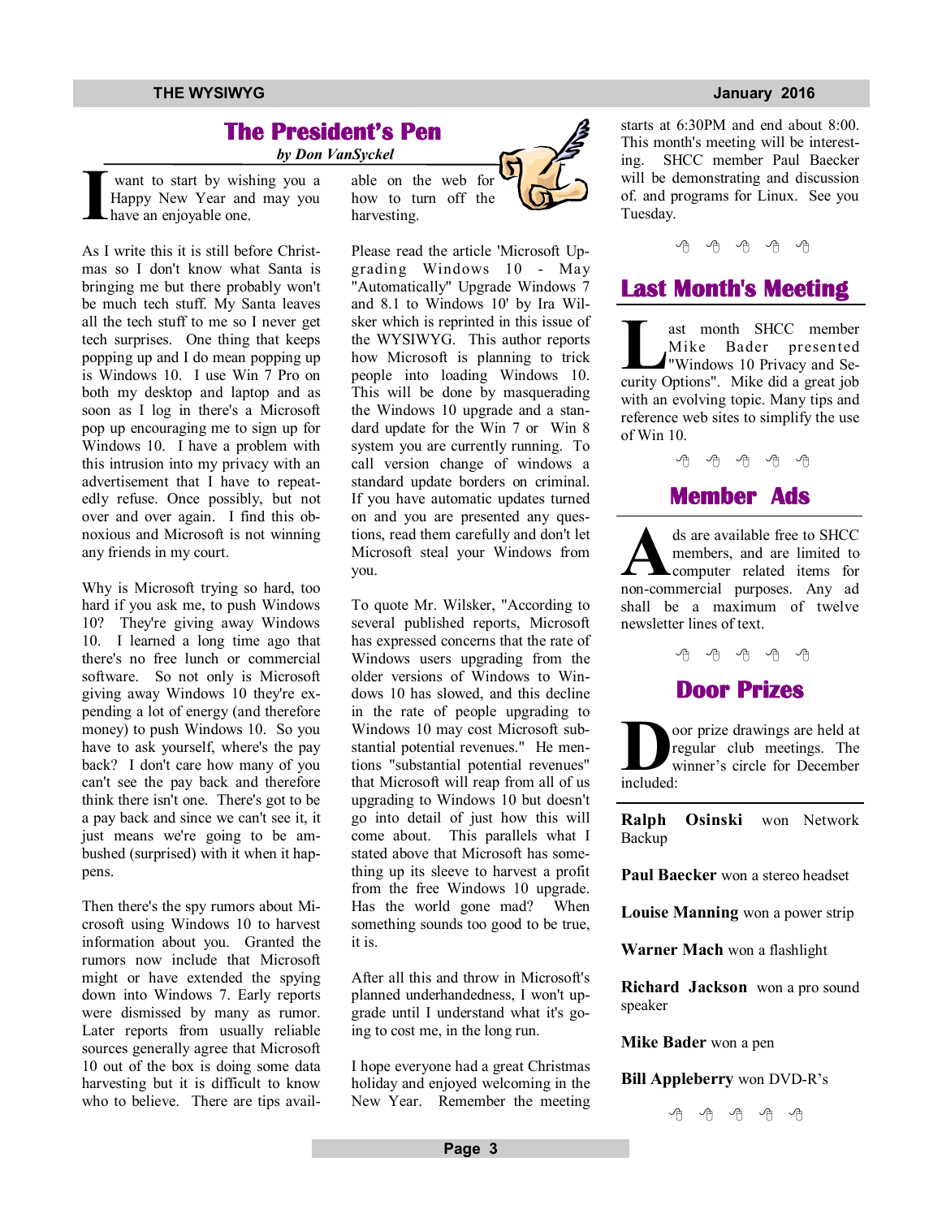## The President's Pen

*by Don VanSyckel*

I want to start by wishing you a Happy New Year and may you have an enjoyable one.

As I write this it is still before Christmas so I don't know what Santa is bringing me but there probably won't be much tech stuff. My Santa leaves all the tech stuff to me so I never get tech surprises. One thing that keeps popping up and I do mean popping up is Windows 10. I use Win 7 Pro on both my desktop and laptop and as soon as I log in there's a Microsoft pop up encouraging me to sign up for Windows 10. I have a problem with this intrusion into my privacy with an advertisement that I have to repeatedly refuse. Once possibly, but not over and over again. I find this obnoxious and Microsoft is not winning any friends in my court.

Why is Microsoft trying so hard, too hard if you ask me, to push Windows 10? They're giving away Windows 10. I learned a long time ago that there's no free lunch or commercial software. So not only is Microsoft giving away Windows 10 they're expending a lot of energy (and therefore money) to push Windows 10. So you have to ask yourself, where's the pay back? I don't care how many of you can't see the pay back and therefore think there isn't one. There's got to be a pay back and since we can't see it, it just means we're going to be ambushed (surprised) with it when it happens.

Then there's the spy rumors about Microsoft using Windows 10 to harvest information about you. Granted the rumors now include that Microsoft might or have extended the spying down into Windows 7. Early reports were dismissed by many as rumor. Later reports from usually reliable sources generally agree that Microsoft 10 out of the box is doing some data harvesting but it is difficult to know who to believe. There are tips available on the web for how to turn off the harvesting.

Please read the article 'Microsoft Upgrading Windows 10 - May "Automatically" Upgrade Windows 7 and 8.1 to Windows 10' by Ira Wilsker which is reprinted in this issue of the WYSIWYG. This author reports how Microsoft is planning to trick people into loading Windows 10. This will be done by masquerading the Windows 10 upgrade and a standard update for the Win 7 or Win 8 system you are currently running. To call version change of windows a standard update borders on criminal. If you have automatic updates turned on and you are presented any questions, read them carefully and don't let Microsoft steal your Windows from you.

To quote Mr. Wilsker, "According to several published reports, Microsoft has expressed concerns that the rate of Windows users upgrading from the older versions of Windows to Windows 10 has slowed, and this decline in the rate of people upgrading to Windows 10 may cost Microsoft substantial potential revenues." He mentions "substantial potential revenues" that Microsoft will reap from all of us upgrading to Windows 10 but doesn't go into detail of just how this will come about. This parallels what I stated above that Microsoft has something up its sleeve to harvest a profit from the free Windows 10 upgrade. Has the world gone mad? When something sounds too good to be true, it is.

After all this and throw in Microsoft's planned underhandedness, I won't upgrade until I understand what it's going to cost me, in the long run.

I hope everyone had a great Christmas holiday and enjoyed welcoming in the New Year. Remember the meeting starts at 6:30PM and end about 8:00. This month's meeting will be interesting. SHCC member Paul Baecker will be demonstrating and discussion of. and programs for Linux. See you Tuesday.

## Last Month's Meeting

Last month SHCC member Mike Bader presented "Windows 10 Privacy and Security Options". Mike did a great job with an evolving topic. Many tips and reference web sites to simplify the use of Win 10.

## Member Ads

Ads are available free to SHCC members, and are limited to computer related items for non-commercial purposes. Any ad shall be a maximum of twelve newsletter lines of text.

## Door Prizes

Door prize drawings are held at regular club meetings. The winner's circle for December included:

**Ralph Osinski** won Network Backup

**Paul Baecker** won a stereo headset

**Louise Manning** won a power strip

**Warner Mach** won a flashlight

**Richard Jackson** won a pro sound speaker

**Mike Bader** won a pen

**Bill Appleberry** won DVD-R's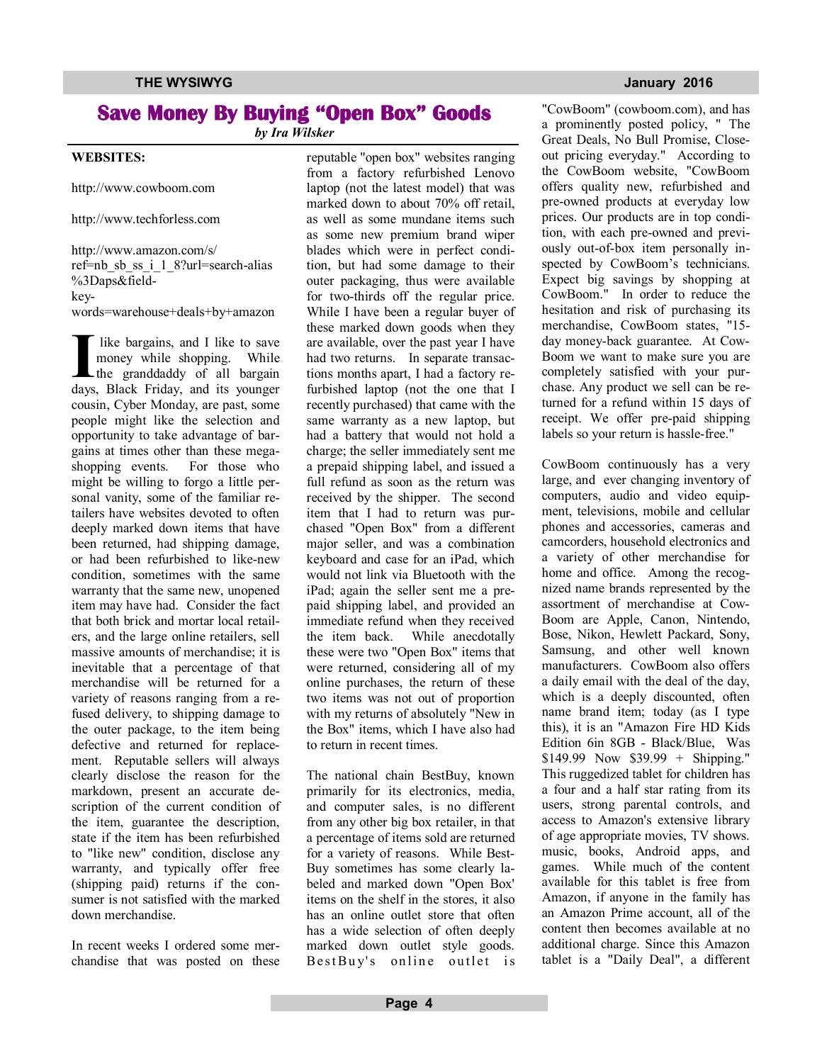# Save Money By Buying "Open Box" Goods

*by Ira Wilsker*

**WEBSITES:**

http://www.cowboom.com

http://www.techforless.com

http://www.amazon.com/s/ref=nb_sb_ss_i_1_8?url=search-alias%3Daps&field-keywords=warehouse+deals+by+amazon

I like bargains, and I like to save money while shopping. While the granddaddy of all bargain days, Black Friday, and its younger cousin, Cyber Monday, are past, some people might like the selection and opportunity to take advantage of bargains at times other than these mega-shopping events. For those who might be willing to forgo a little personal vanity, some of the familiar retailers have websites devoted to often deeply marked down items that have been returned, had shipping damage, or had been refurbished to like-new condition, sometimes with the same warranty that the same new, unopened item may have had. Consider the fact that both brick and mortar local retailers, and the large online retailers, sell massive amounts of merchandise; it is inevitable that a percentage of that merchandise will be returned for a variety of reasons ranging from a refused delivery, to shipping damage to the outer package, to the item being defective and returned for replacement. Reputable sellers will always clearly disclose the reason for the markdown, present an accurate description of the current condition of the item, guarantee the description, state if the item has been refurbished to "like new" condition, disclose any warranty, and typically offer free (shipping paid) returns if the consumer is not satisfied with the marked down merchandise.

In recent weeks I ordered some merchandise that was posted on these reputable "open box" websites ranging from a factory refurbished Lenovo laptop (not the latest model) that was marked down to about 70% off retail, as well as some mundane items such as some new premium brand wiper blades which were in perfect condition, but had some damage to their outer packaging, thus were available for two-thirds off the regular price. While I have been a regular buyer of these marked down goods when they are available, over the past year I have had two returns. In separate transactions months apart, I had a factory refurbished laptop (not the one that I recently purchased) that came with the same warranty as a new laptop, but had a battery that would not hold a charge; the seller immediately sent me a prepaid shipping label, and issued a full refund as soon as the return was received by the shipper. The second item that I had to return was purchased "Open Box" from a different major seller, and was a combination keyboard and case for an iPad, which would not link via Bluetooth with the iPad; again the seller sent me a prepaid shipping label, and provided an immediate refund when they received the item back. While anecdotally these were two "Open Box" items that were returned, considering all of my online purchases, the return of these two items was not out of proportion with my returns of absolutely "New in the Box" items, which I have also had to return in recent times.

The national chain BestBuy, known primarily for its electronics, media, and computer sales, is no different from any other big box retailer, in that a percentage of items sold are returned for a variety of reasons. While BestBuy sometimes has some clearly labeled and marked down "Open Box' items on the shelf in the stores, it also has an online outlet store that often has a wide selection of often deeply marked down outlet style goods. BestBuy's online outlet is "CowBoom" (cowboom.com), and has a prominently posted policy, " The Great Deals, No Bull Promise, Closeout pricing everyday." According to the CowBoom website, "CowBoom offers quality new, refurbished and pre-owned products at everyday low prices. Our products are in top condition, with each pre-owned and previously out-of-box item personally inspected by CowBoom's technicians. Expect big savings by shopping at CowBoom." In order to reduce the hesitation and risk of purchasing its merchandise, CowBoom states, "15-day money-back guarantee. At CowBoom we want to make sure you are completely satisfied with your purchase. Any product we sell can be returned for a refund within 15 days of receipt. We offer pre-paid shipping labels so your return is hassle-free."

CowBoom continuously has a very large, and ever changing inventory of computers, audio and video equipment, televisions, mobile and cellular phones and accessories, cameras and camcorders, household electronics and a variety of other merchandise for home and office. Among the recognized name brands represented by the assortment of merchandise at CowBoom are Apple, Canon, Nintendo, Bose, Nikon, Hewlett Packard, Sony, Samsung, and other well known manufacturers. CowBoom also offers a daily email with the deal of the day, which is a deeply discounted, often name brand item; today (as I type this), it is an "Amazon Fire HD Kids Edition 6in 8GB - Black/Blue, Was $149.99 Now $39.99 + Shipping." This ruggedized tablet for children has a four and a half star rating from its users, strong parental controls, and access to Amazon's extensive library of age appropriate movies, TV shows. music, books, Android apps, and games. While much of the content available for this tablet is free from Amazon, if anyone in the family has an Amazon Prime account, all of the content then becomes available at no additional charge. Since this Amazon tablet is a "Daily Deal", a different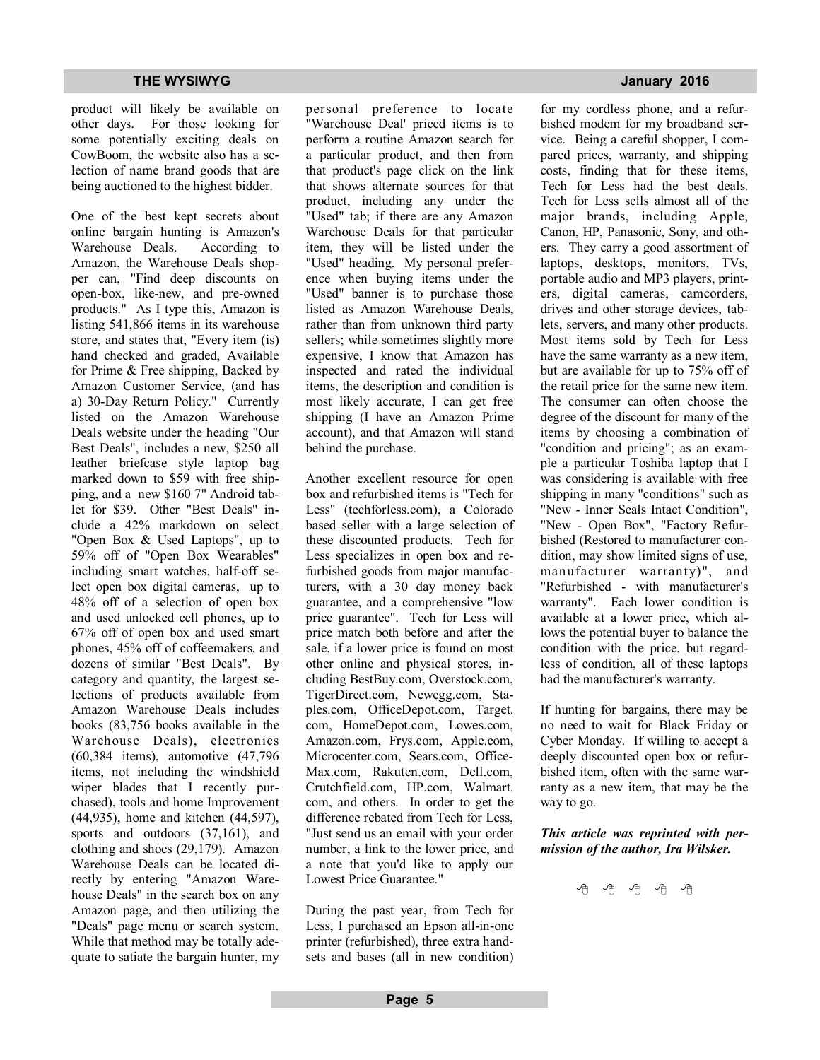product will likely be available on other days. For those looking for some potentially exciting deals on CowBoom, the website also has a selection of name brand goods that are being auctioned to the highest bidder.

One of the best kept secrets about online bargain hunting is Amazon's Warehouse Deals. According to Amazon, the Warehouse Deals shopper can, "Find deep discounts on open-box, like-new, and pre-owned products." As I type this, Amazon is listing 541,866 items in its warehouse store, and states that, "Every item (is) hand checked and graded, Available for Prime & Free shipping, Backed by Amazon Customer Service, (and has a) 30-Day Return Policy." Currently listed on the Amazon Warehouse Deals website under the heading "Our Best Deals", includes a new, $250 all leather briefcase style laptop bag marked down to $59 with free shipping, and a new $160 7" Android tablet for $39. Other "Best Deals" include a 42% markdown on select "Open Box & Used Laptops", up to 59% off of "Open Box Wearables" including smart watches, half-off select open box digital cameras, up to 48% off of a selection of open box and used unlocked cell phones, up to 67% off of open box and used smart phones, 45% off of coffeemakers, and dozens of similar "Best Deals". By category and quantity, the largest selections of products available from Amazon Warehouse Deals includes books (83,756 books available in the Warehouse Deals), electronics (60,384 items), automotive (47,796 items, not including the windshield wiper blades that I recently purchased), tools and home Improvement (44,935), home and kitchen (44,597), sports and outdoors (37,161), and clothing and shoes (29,179). Amazon Warehouse Deals can be located directly by entering "Amazon Warehouse Deals" in the search box on any Amazon page, and then utilizing the "Deals" page menu or search system. While that method may be totally adequate to satiate the bargain hunter, my personal preference to locate "Warehouse Deal' priced items is to perform a routine Amazon search for a particular product, and then from that product's page click on the link that shows alternate sources for that product, including any under the "Used" tab; if there are any Amazon Warehouse Deals for that particular item, they will be listed under the "Used" heading. My personal preference when buying items under the "Used" banner is to purchase those listed as Amazon Warehouse Deals, rather than from unknown third party sellers; while sometimes slightly more expensive, I know that Amazon has inspected and rated the individual items, the description and condition is most likely accurate, I can get free shipping (I have an Amazon Prime account), and that Amazon will stand behind the purchase.

Another excellent resource for open box and refurbished items is "Tech for Less" (techforless.com), a Colorado based seller with a large selection of these discounted products. Tech for Less specializes in open box and refurbished goods from major manufacturers, with a 30 day money back guarantee, and a comprehensive "low price guarantee". Tech for Less will price match both before and after the sale, if a lower price is found on most other online and physical stores, including BestBuy.com, Overstock.com, TigerDirect.com, Newegg.com, Staples.com, OfficeDepot.com, Target.com, HomeDepot.com, Lowes.com, Amazon.com, Frys.com, Apple.com, Microcenter.com, Sears.com, OfficeMax.com, Rakuten.com, Dell.com, Crutchfield.com, HP.com, Walmart.com, and others. In order to get the difference rebated from Tech for Less, "Just send us an email with your order number, a link to the lower price, and a note that you'd like to apply our Lowest Price Guarantee."

During the past year, from Tech for Less, I purchased an Epson all-in-one printer (refurbished), three extra handsets and bases (all in new condition) for my cordless phone, and a refurbished modem for my broadband service. Being a careful shopper, I compared prices, warranty, and shipping costs, finding that for these items, Tech for Less had the best deals. Tech for Less sells almost all of the major brands, including Apple, Canon, HP, Panasonic, Sony, and others. They carry a good assortment of laptops, desktops, monitors, TVs, portable audio and MP3 players, printers, digital cameras, camcorders, drives and other storage devices, tablets, servers, and many other products. Most items sold by Tech for Less have the same warranty as a new item, but are available for up to 75% off of the retail price for the same new item. The consumer can often choose the degree of the discount for many of the items by choosing a combination of "condition and pricing"; as an example a particular Toshiba laptop that I was considering is available with free shipping in many "conditions" such as "New - Inner Seals Intact Condition", "New - Open Box", "Factory Refurbished (Restored to manufacturer condition, may show limited signs of use, manufacturer warranty)", and "Refurbished - with manufacturer's warranty". Each lower condition is available at a lower price, which allows the potential buyer to balance the condition with the price, but regardless of condition, all of these laptops had the manufacturer's warranty.

If hunting for bargains, there may be no need to wait for Black Friday or Cyber Monday. If willing to accept a deeply discounted open box or refurbished item, often with the same warranty as a new item, that may be the way to go.

***This article was reprinted with permission of the author, Ira Wilsker.***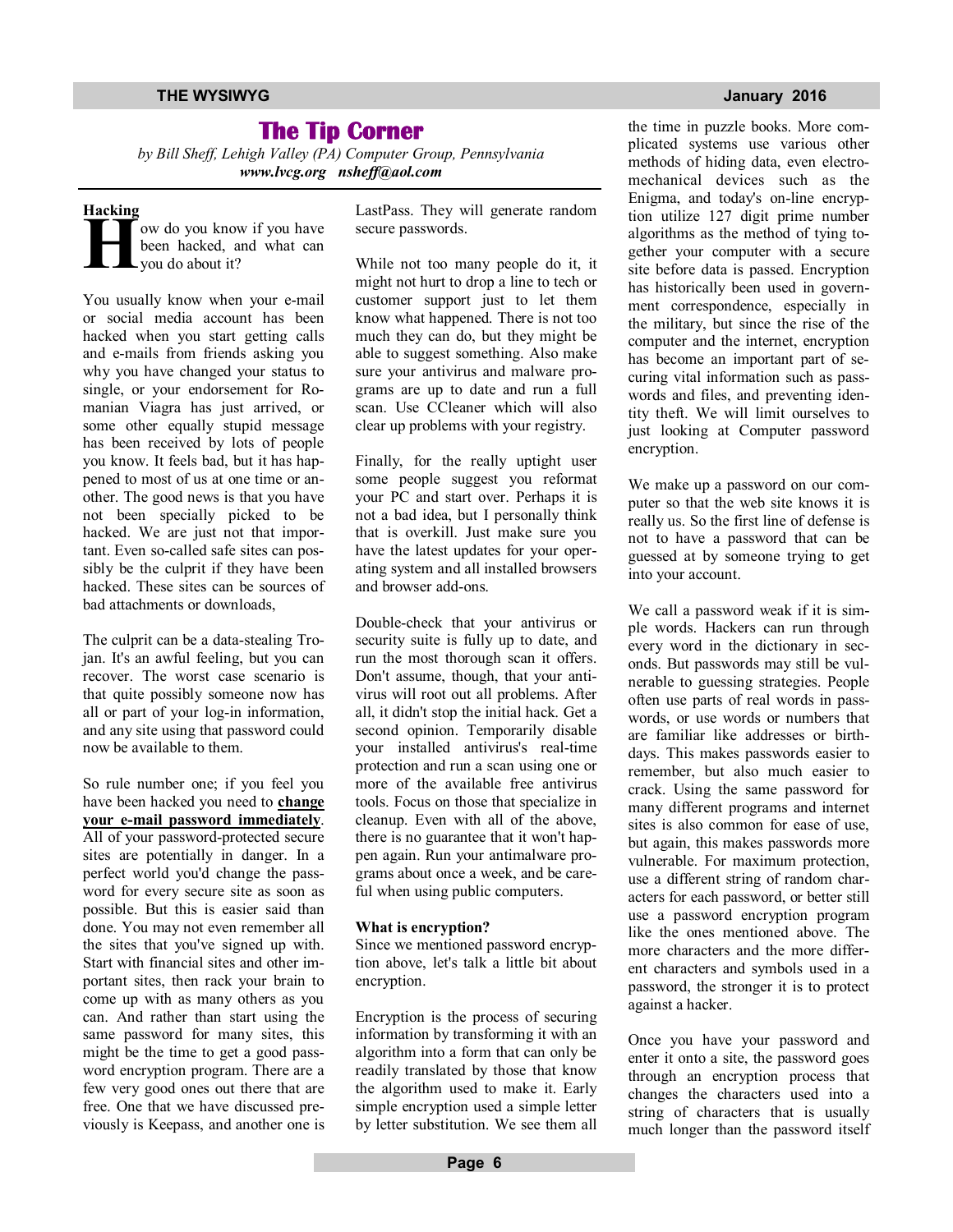# The Tip Corner

*by Bill Sheff, Lehigh Valley (PA) Computer Group, Pennsylvania*
***www.lvcg.org nsheff@aol.com***

### Hacking

How do you know if you have been hacked, and what can you do about it?

You usually know when your e-mail or social media account has been hacked when you start getting calls and e-mails from friends asking you why you have changed your status to single, or your endorsement for Romanian Viagra has just arrived, or some other equally stupid message has been received by lots of people you know. It feels bad, but it has happened to most of us at one time or another. The good news is that you have not been specially picked to be hacked. We are just not that important. Even so-called safe sites can possibly be the culprit if they have been hacked. These sites can be sources of bad attachments or downloads,

The culprit can be a data-stealing Trojan. It's an awful feeling, but you can recover. The worst case scenario is that quite possibly someone now has all or part of your log-in information, and any site using that password could now be available to them.

So rule number one; if you feel you have been hacked you need to **change your e-mail password immediately**. All of your password-protected secure sites are potentially in danger. In a perfect world you'd change the password for every secure site as soon as possible. But this is easier said than done. You may not even remember all the sites that you've signed up with. Start with financial sites and other important sites, then rack your brain to come up with as many others as you can. And rather than start using the same password for many sites, this might be the time to get a good password encryption program. There are a few very good ones out there that are free. One that we have discussed previously is Keepass, and another one is LastPass. They will generate random secure passwords.

While not too many people do it, it might not hurt to drop a line to tech or customer support just to let them know what happened. There is not too much they can do, but they might be able to suggest something. Also make sure your antivirus and malware programs are up to date and run a full scan. Use CCleaner which will also clear up problems with your registry.

Finally, for the really uptight user some people suggest you reformat your PC and start over. Perhaps it is not a bad idea, but I personally think that is overkill. Just make sure you have the latest updates for your operating system and all installed browsers and browser add-ons.

Double-check that your antivirus or security suite is fully up to date, and run the most thorough scan it offers. Don't assume, though, that your antivirus will root out all problems. After all, it didn't stop the initial hack. Get a second opinion. Temporarily disable your installed antivirus's real-time protection and run a scan using one or more of the available free antivirus tools. Focus on those that specialize in cleanup. Even with all of the above, there is no guarantee that it won't happen again. Run your antimalware programs about once a week, and be careful when using public computers.

### What is encryption?

Since we mentioned password encryption above, let's talk a little bit about encryption.

Encryption is the process of securing information by transforming it with an algorithm into a form that can only be readily translated by those that know the algorithm used to make it. Early simple encryption used a simple letter by letter substitution. We see them all the time in puzzle books. More complicated systems use various other methods of hiding data, even electromechanical devices such as the Enigma, and today's on-line encryption utilize 127 digit prime number algorithms as the method of tying together your computer with a secure site before data is passed. Encryption has historically been used in government correspondence, especially in the military, but since the rise of the computer and the internet, encryption has become an important part of securing vital information such as passwords and files, and preventing identity theft. We will limit ourselves to just looking at Computer password encryption.

We make up a password on our computer so that the web site knows it is really us. So the first line of defense is not to have a password that can be guessed at by someone trying to get into your account.

We call a password weak if it is simple words. Hackers can run through every word in the dictionary in seconds. But passwords may still be vulnerable to guessing strategies. People often use parts of real words in passwords, or use words or numbers that are familiar like addresses or birthdays. This makes passwords easier to remember, but also much easier to crack. Using the same password for many different programs and internet sites is also common for ease of use, but again, this makes passwords more vulnerable. For maximum protection, use a different string of random characters for each password, or better still use a password encryption program like the ones mentioned above. The more characters and the more different characters and symbols used in a password, the stronger it is to protect against a hacker.

Once you have your password and enter it onto a site, the password goes through an encryption process that changes the characters used into a string of characters that is usually much longer than the password itself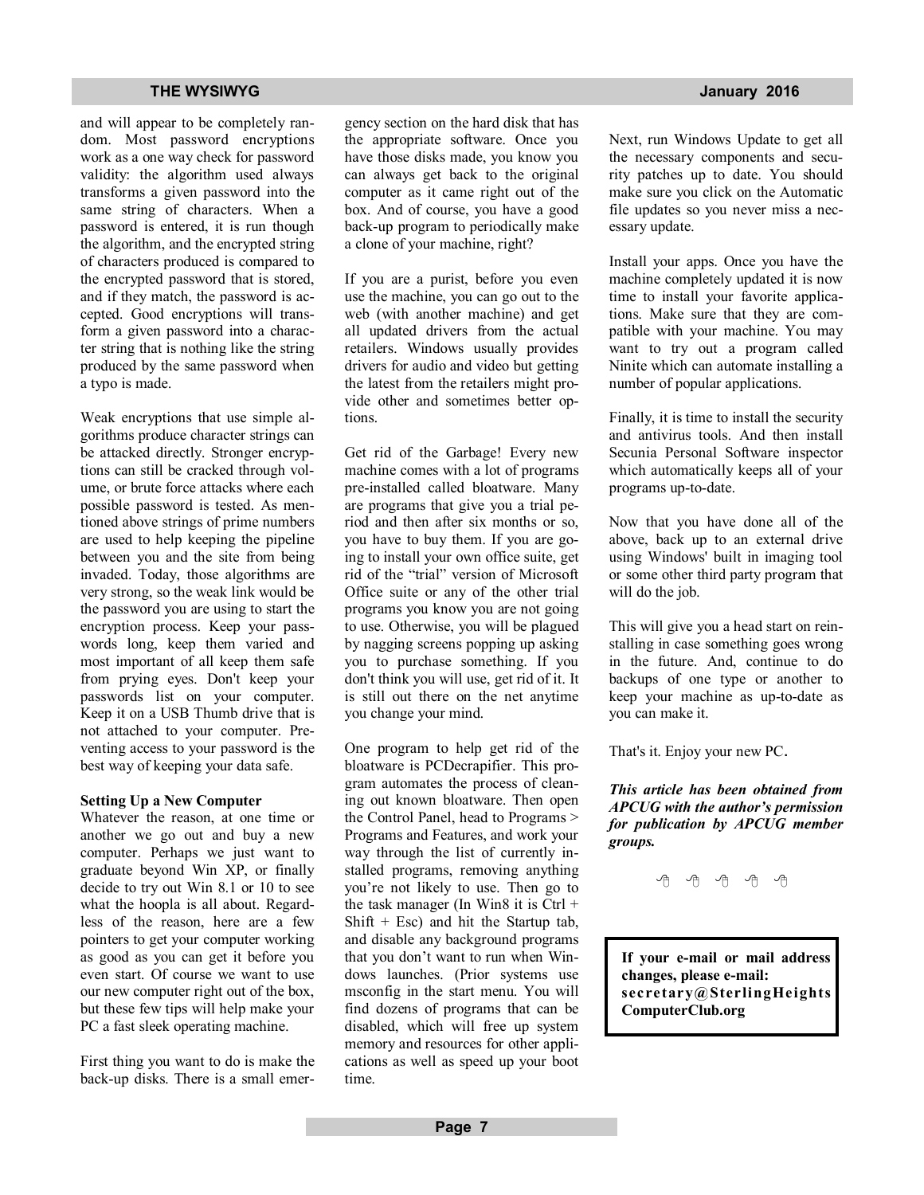and will appear to be completely random. Most password encryptions work as a one way check for password validity: the algorithm used always transforms a given password into the same string of characters. When a password is entered, it is run though the algorithm, and the encrypted string of characters produced is compared to the encrypted password that is stored, and if they match, the password is accepted. Good encryptions will transform a given password into a character string that is nothing like the string produced by the same password when a typo is made.

Weak encryptions that use simple algorithms produce character strings can be attacked directly. Stronger encryptions can still be cracked through volume, or brute force attacks where each possible password is tested. As mentioned above strings of prime numbers are used to help keeping the pipeline between you and the site from being invaded. Today, those algorithms are very strong, so the weak link would be the password you are using to start the encryption process. Keep your passwords long, keep them varied and most important of all keep them safe from prying eyes. Don't keep your passwords list on your computer. Keep it on a USB Thumb drive that is not attached to your computer. Preventing access to your password is the best way of keeping your data safe.

**Setting Up a New Computer**

Whatever the reason, at one time or another we go out and buy a new computer. Perhaps we just want to graduate beyond Win XP, or finally decide to try out Win 8.1 or 10 to see what the hoopla is all about. Regardless of the reason, here are a few pointers to get your computer working as good as you can get it before you even start. Of course we want to use our new computer right out of the box, but these few tips will help make your PC a fast sleek operating machine.

First thing you want to do is make the back-up disks. There is a small emergency section on the hard disk that has the appropriate software. Once you have those disks made, you know you can always get back to the original computer as it came right out of the box. And of course, you have a good back-up program to periodically make a clone of your machine, right?

If you are a purist, before you even use the machine, you can go out to the web (with another machine) and get all updated drivers from the actual retailers. Windows usually provides drivers for audio and video but getting the latest from the retailers might provide other and sometimes better options.

Get rid of the Garbage! Every new machine comes with a lot of programs pre-installed called bloatware. Many are programs that give you a trial period and then after six months or so, you have to buy them. If you are going to install your own office suite, get rid of the "trial" version of Microsoft Office suite or any of the other trial programs you know you are not going to use. Otherwise, you will be plagued by nagging screens popping up asking you to purchase something. If you don't think you will use, get rid of it. It is still out there on the net anytime you change your mind.

One program to help get rid of the bloatware is PCDecrapifier. This program automates the process of cleaning out known bloatware. Then open the Control Panel, head to Programs > Programs and Features, and work your way through the list of currently installed programs, removing anything you're not likely to use. Then go to the task manager (In Win8 it is Ctrl + Shift + Esc) and hit the Startup tab, and disable any background programs that you don't want to run when Windows launches. (Prior systems use msconfig in the start menu. You will find dozens of programs that can be disabled, which will free up system memory and resources for other applications as well as speed up your boot time.

Next, run Windows Update to get all the necessary components and security patches up to date. You should make sure you click on the Automatic file updates so you never miss a necessary update.

Install your apps. Once you have the machine completely updated it is now time to install your favorite applications. Make sure that they are compatible with your machine. You may want to try out a program called Ninite which can automate installing a number of popular applications.

Finally, it is time to install the security and antivirus tools. And then install Secunia Personal Software inspector which automatically keeps all of your programs up-to-date.

Now that you have done all of the above, back up to an external drive using Windows' built in imaging tool or some other third party program that will do the job.

This will give you a head start on reinstalling in case something goes wrong in the future. And, continue to do backups of one type or another to keep your machine as up-to-date as you can make it.

That's it. Enjoy your new PC.

***This article has been obtained from APCUG with the author's permission for publication by APCUG member groups.***

**If your e-mail or mail address changes, please e-mail: secretary@SterlingHeightsComputerClub.org**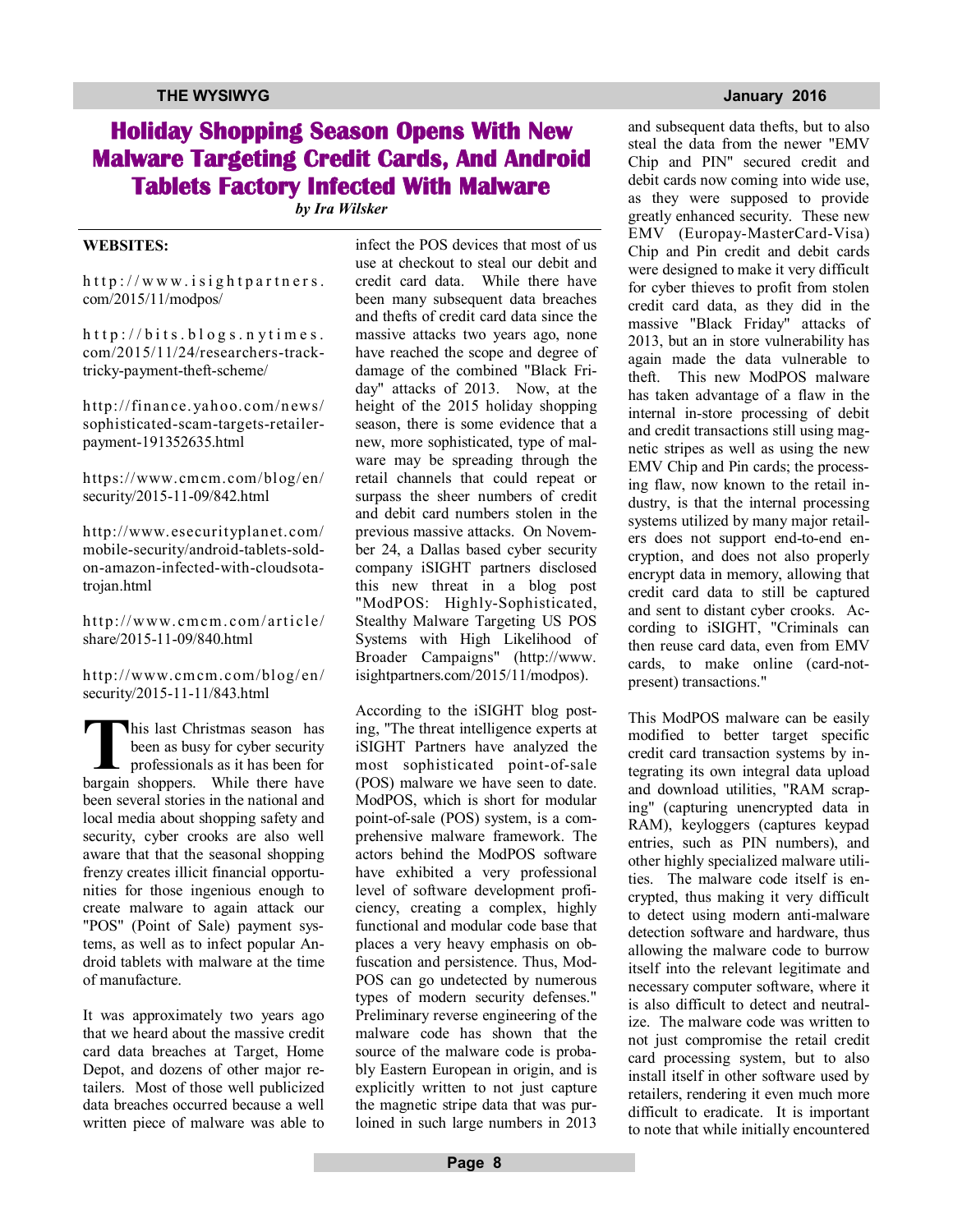# Holiday Shopping Season Opens With New Malware Targeting Credit Cards, And Android Tablets Factory Infected With Malware

*by Ira Wilsker*

**WEBSITES:**

http://www.isightpartners.com/2015/11/modpos/

http://bits.blogs.nytimes.com/2015/11/24/researchers-track-tricky-payment-theft-scheme/

http://finance.yahoo.com/news/sophisticated-scam-targets-retailer-payment-191352635.html

https://www.cmcm.com/blog/en/security/2015-11-09/842.html

http://www.esecurityplanet.com/mobile-security/android-tablets-sold-on-amazon-infected-with-cloudsota-trojan.html

http://www.cmcm.com/article/share/2015-11-09/840.html

http://www.cmcm.com/blog/en/security/2015-11-11/843.html

This last Christmas season has been as busy for cyber security professionals as it has been for bargain shoppers. While there have been several stories in the national and local media about shopping safety and security, cyber crooks are also well aware that that the seasonal shopping frenzy creates illicit financial opportunities for those ingenious enough to create malware to again attack our "POS" (Point of Sale) payment systems, as well as to infect popular Android tablets with malware at the time of manufacture.

It was approximately two years ago that we heard about the massive credit card data breaches at Target, Home Depot, and dozens of other major retailers. Most of those well publicized data breaches occurred because a well written piece of malware was able to infect the POS devices that most of us use at checkout to steal our debit and credit card data. While there have been many subsequent data breaches and thefts of credit card data since the massive attacks two years ago, none have reached the scope and degree of damage of the combined "Black Friday" attacks of 2013. Now, at the height of the 2015 holiday shopping season, there is some evidence that a new, more sophisticated, type of malware may be spreading through the retail channels that could repeat or surpass the sheer numbers of credit and debit card numbers stolen in the previous massive attacks. On November 24, a Dallas based cyber security company iSIGHT partners disclosed this new threat in a blog post "ModPOS: Highly-Sophisticated, Stealthy Malware Targeting US POS Systems with High Likelihood of Broader Campaigns" (http://www.isightpartners.com/2015/11/modpos).

According to the iSIGHT blog posting, "The threat intelligence experts at iSIGHT Partners have analyzed the most sophisticated point-of-sale (POS) malware we have seen to date. ModPOS, which is short for modular point-of-sale (POS) system, is a comprehensive malware framework. The actors behind the ModPOS software have exhibited a very professional level of software development proficiency, creating a complex, highly functional and modular code base that places a very heavy emphasis on obfuscation and persistence. Thus, ModPOS can go undetected by numerous types of modern security defenses." Preliminary reverse engineering of the malware code has shown that the source of the malware code is probably Eastern European in origin, and is explicitly written to not just capture the magnetic stripe data that was purloined in such large numbers in 2013 and subsequent data thefts, but to also steal the data from the newer "EMV Chip and PIN" secured credit and debit cards now coming into wide use, as they were supposed to provide greatly enhanced security. These new EMV (Europay-MasterCard-Visa) Chip and Pin credit and debit cards were designed to make it very difficult for cyber thieves to profit from stolen credit card data, as they did in the massive "Black Friday" attacks of 2013, but an in store vulnerability has again made the data vulnerable to theft. This new ModPOS malware has taken advantage of a flaw in the internal in-store processing of debit and credit transactions still using magnetic stripes as well as using the new EMV Chip and Pin cards; the processing flaw, now known to the retail industry, is that the internal processing systems utilized by many major retailers does not support end-to-end encryption, and does not also properly encrypt data in memory, allowing that credit card data to still be captured and sent to distant cyber crooks. According to iSIGHT, "Criminals can then reuse card data, even from EMV cards, to make online (card-not-present) transactions."

This ModPOS malware can be easily modified to better target specific credit card transaction systems by integrating its own integral data upload and download utilities, "RAM scraping" (capturing unencrypted data in RAM), keyloggers (captures keypad entries, such as PIN numbers), and other highly specialized malware utilities. The malware code itself is encrypted, thus making it very difficult to detect using modern anti-malware detection software and hardware, thus allowing the malware code to burrow itself into the relevant legitimate and necessary computer software, where it is also difficult to detect and neutralize. The malware code was written to not just compromise the retail credit card processing system, but to also install itself in other software used by retailers, rendering it even much more difficult to eradicate. It is important to note that while initially encountered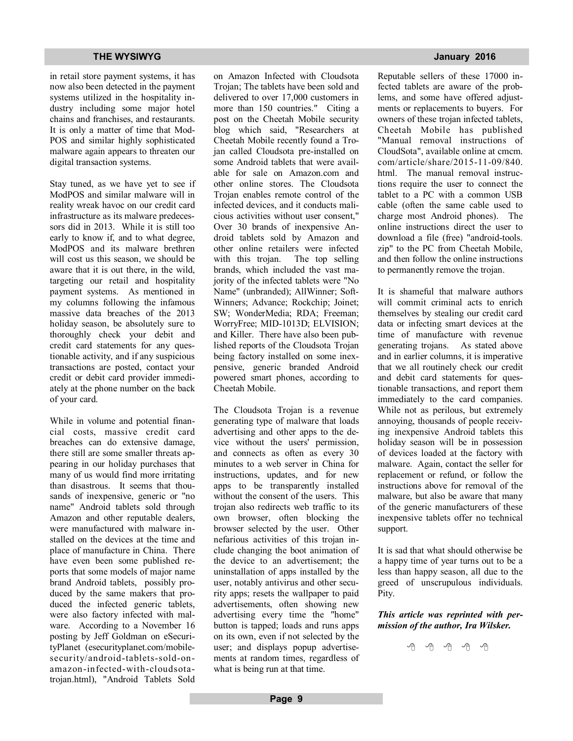in retail store payment systems, it has now also been detected in the payment systems utilized in the hospitality industry including some major hotel chains and franchises, and restaurants. It is only a matter of time that ModPOS and similar highly sophisticated malware again appears to threaten our digital transaction systems.

Stay tuned, as we have yet to see if ModPOS and similar malware will in reality wreak havoc on our credit card infrastructure as its malware predecessors did in 2013. While it is still too early to know if, and to what degree, ModPOS and its malware brethren will cost us this season, we should be aware that it is out there, in the wild, targeting our retail and hospitality payment systems. As mentioned in my columns following the infamous massive data breaches of the 2013 holiday season, be absolutely sure to thoroughly check your debit and credit card statements for any questionable activity, and if any suspicious transactions are posted, contact your credit or debit card provider immediately at the phone number on the back of your card.

While in volume and potential financial costs, massive credit card breaches can do extensive damage, there still are some smaller threats appearing in our holiday purchases that many of us would find more irritating than disastrous. It seems that thousands of inexpensive, generic or "no name" Android tablets sold through Amazon and other reputable dealers, were manufactured with malware installed on the devices at the time and place of manufacture in China. There have even been some published reports that some models of major name brand Android tablets, possibly produced by the same makers that produced the infected generic tablets, were also factory infected with malware. According to a November 16 posting by Jeff Goldman on eSecurityPlanet (esecurityplanet.com/mobile-security/android-tablets-sold-on-amazon-infected-with-cloudsota-trojan.html), "Android Tablets Sold on Amazon Infected with Cloudsota Trojan; The tablets have been sold and delivered to over 17,000 customers in more than 150 countries." Citing a post on the Cheetah Mobile security blog which said, "Researchers at Cheetah Mobile recently found a Trojan called Cloudsota pre-installed on some Android tablets that were available for sale on Amazon.com and other online stores. The Cloudsota Trojan enables remote control of the infected devices, and it conducts malicious activities without user consent," Over 30 brands of inexpensive Android tablets sold by Amazon and other online retailers were infected with this trojan. The top selling brands, which included the vast majority of the infected tablets were "No Name" (unbranded); AllWinner; SoftWinners; Advance; Rockchip; Joinet; SW; WonderMedia; RDA; Freeman; WorryFree; MID-1013D; ELVISION; and Killer. There have also been published reports of the Cloudsota Trojan being factory installed on some inexpensive, generic branded Android powered smart phones, according to Cheetah Mobile.

The Cloudsota Trojan is a revenue generating type of malware that loads advertising and other apps to the device without the users' permission, and connects as often as every 30 minutes to a web server in China for instructions, updates, and for new apps to be transparently installed without the consent of the users. This trojan also redirects web traffic to its own browser, often blocking the browser selected by the user. Other nefarious activities of this trojan include changing the boot animation of the device to an advertisement; the uninstallation of apps installed by the user, notably antivirus and other security apps; resets the wallpaper to paid advertisements, often showing new advertising every time the "home" button is tapped; loads and runs apps on its own, even if not selected by the user; and displays popup advertisements at random times, regardless of what is being run at that time.

Reputable sellers of these 17000 infected tablets are aware of the problems, and some have offered adjustments or replacements to buyers. For owners of these trojan infected tablets, Cheetah Mobile has published "Manual removal instructions of CloudSota", available online at cmcm.com/article/share/2015-11-09/840.html. The manual removal instructions require the user to connect the tablet to a PC with a common USB cable (often the same cable used to charge most Android phones). The online instructions direct the user to download a file (free) "android-tools.zip" to the PC from Cheetah Mobile, and then follow the online instructions to permanently remove the trojan.

It is shameful that malware authors will commit criminal acts to enrich themselves by stealing our credit card data or infecting smart devices at the time of manufacture with revenue generating trojans. As stated above and in earlier columns, it is imperative that we all routinely check our credit and debit card statements for questionable transactions, and report them immediately to the card companies. While not as perilous, but extremely annoying, thousands of people receiving inexpensive Android tablets this holiday season will be in possession of devices loaded at the factory with malware. Again, contact the seller for replacement or refund, or follow the instructions above for removal of the malware, but also be aware that many of the generic manufacturers of these inexpensive tablets offer no technical support.

It is sad that what should otherwise be a happy time of year turns out to be a less than happy season, all due to the greed of unscrupulous individuals. Pity.

***This article was reprinted with permission of the author, Ira Wilsker.***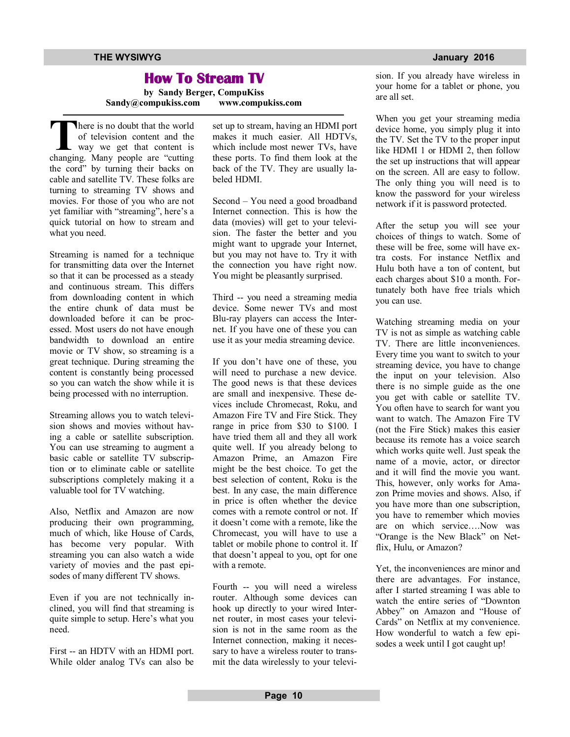# How To Stream TV

**by Sandy Berger, CompuKiss**
**Sandy@compukiss.com www.compukiss.com**

There is no doubt that the world of television content and the way we get that content is changing. Many people are "cutting the cord" by turning their backs on cable and satellite TV. These folks are turning to streaming TV shows and movies. For those of you who are not yet familiar with "streaming", here's a quick tutorial on how to stream and what you need.

Streaming is named for a technique for transmitting data over the Internet so that it can be processed as a steady and continuous stream. This differs from downloading content in which the entire chunk of data must be downloaded before it can be processed. Most users do not have enough bandwidth to download an entire movie or TV show, so streaming is a great technique. During streaming the content is constantly being processed so you can watch the show while it is being processed with no interruption.

Streaming allows you to watch television shows and movies without having a cable or satellite subscription. You can use streaming to augment a basic cable or satellite TV subscription or to eliminate cable or satellite subscriptions completely making it a valuable tool for TV watching.

Also, Netflix and Amazon are now producing their own programming, much of which, like House of Cards, has become very popular. With streaming you can also watch a wide variety of movies and the past episodes of many different TV shows.

Even if you are not technically inclined, you will find that streaming is quite simple to setup. Here's what you need.

First -- an HDTV with an HDMI port. While older analog TVs can also be set up to stream, having an HDMI port makes it much easier. All HDTVs, which include most newer TVs, have these ports. To find them look at the back of the TV. They are usually labeled HDMI.

Second – You need a good broadband Internet connection. This is how the data (movies) will get to your television. The faster the better and you might want to upgrade your Internet, but you may not have to. Try it with the connection you have right now. You might be pleasantly surprised.

Third -- you need a streaming media device. Some newer TVs and most Blu-ray players can access the Internet. If you have one of these you can use it as your media streaming device.

If you don't have one of these, you will need to purchase a new device. The good news is that these devices are small and inexpensive. These devices include Chromecast, Roku, and Amazon Fire TV and Fire Stick. They range in price from $30 to $100. I have tried them all and they all work quite well. If you already belong to Amazon Prime, an Amazon Fire might be the best choice. To get the best selection of content, Roku is the best. In any case, the main difference in price is often whether the device comes with a remote control or not. If it doesn't come with a remote, like the Chromecast, you will have to use a tablet or mobile phone to control it. If that doesn't appeal to you, opt for one with a remote.

Fourth -- you will need a wireless router. Although some devices can hook up directly to your wired Internet router, in most cases your television is not in the same room as the Internet connection, making it necessary to have a wireless router to transmit the data wirelessly to your television. If you already have wireless in your home for a tablet or phone, you are all set.

When you get your streaming media device home, you simply plug it into the TV. Set the TV to the proper input like HDMI 1 or HDMI 2, then follow the set up instructions that will appear on the screen. All are easy to follow. The only thing you will need is to know the password for your wireless network if it is password protected.

After the setup you will see your choices of things to watch. Some of these will be free, some will have extra costs. For instance Netflix and Hulu both have a ton of content, but each charges about $10 a month. Fortunately both have free trials which you can use.

Watching streaming media on your TV is not as simple as watching cable TV. There are little inconveniences. Every time you want to switch to your streaming device, you have to change the input on your television. Also there is no simple guide as the one you get with cable or satellite TV. You often have to search for want you want to watch. The Amazon Fire TV (not the Fire Stick) makes this easier because its remote has a voice search which works quite well. Just speak the name of a movie, actor, or director and it will find the movie you want. This, however, only works for Amazon Prime movies and shows. Also, if you have more than one subscription, you have to remember which movies are on which service….Now was "Orange is the New Black" on Netflix, Hulu, or Amazon?

Yet, the inconveniences are minor and there are advantages. For instance, after I started streaming I was able to watch the entire series of "Downton Abbey" on Amazon and "House of Cards" on Netflix at my convenience. How wonderful to watch a few episodes a week until I got caught up!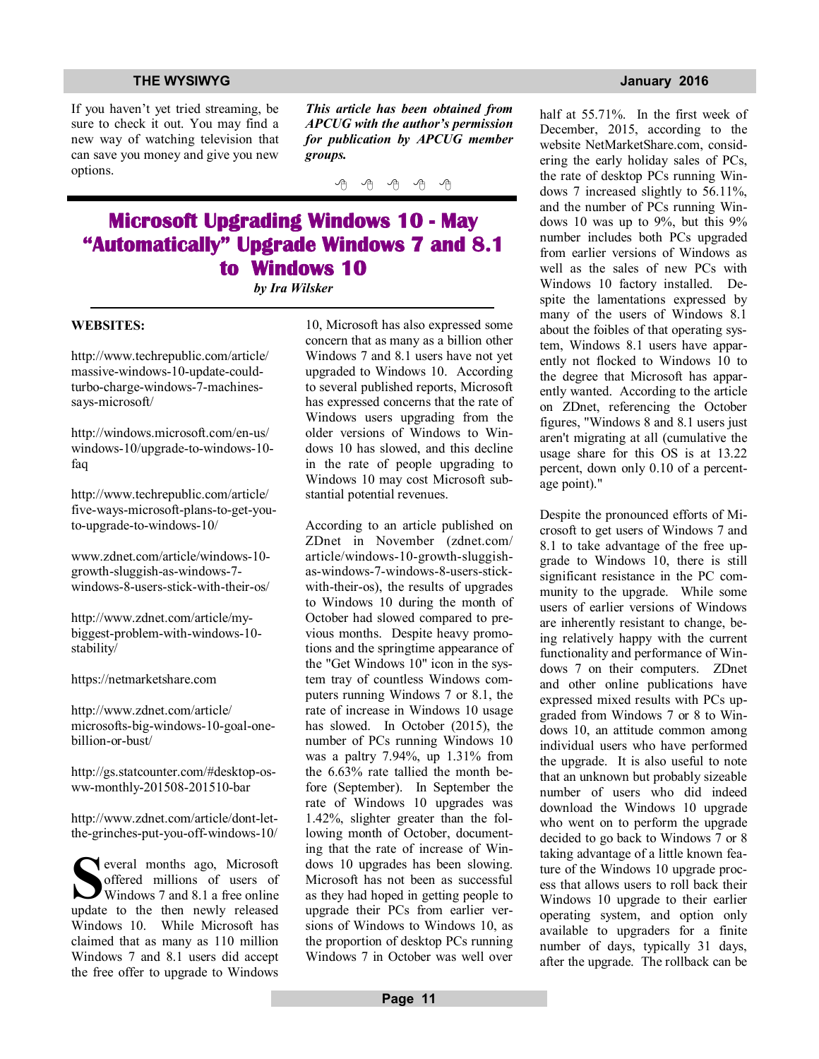If you haven't yet tried streaming, be sure to check it out. You may find a new way of watching television that can save you money and give you new options.

***This article has been obtained from APCUG with the author's permission for publication by APCUG member groups.***

# Microsoft Upgrading Windows 10 - May "Automatically" Upgrade Windows 7 and 8.1 to Windows 10

***by Ira Wilsker***

**WEBSITES:**

http://www.techrepublic.com/article/massive-windows-10-update-could-turbo-charge-windows-7-machines-says-microsoft/

http://windows.microsoft.com/en-us/windows-10/upgrade-to-windows-10-faq

http://www.techrepublic.com/article/five-ways-microsoft-plans-to-get-you-to-upgrade-to-windows-10/

www.zdnet.com/article/windows-10-growth-sluggish-as-windows-7-windows-8-users-stick-with-their-os/

http://www.zdnet.com/article/my-biggest-problem-with-windows-10-stability/

https://netmarketshare.com

http://www.zdnet.com/article/microsofts-big-windows-10-goal-one-billion-or-bust/

http://gs.statcounter.com/#desktop-os-ww-monthly-201508-201510-bar

http://www.zdnet.com/article/dont-let-the-grinches-put-you-off-windows-10/

Several months ago, Microsoft offered millions of users of Windows 7 and 8.1 a free online update to the then newly released Windows 10. While Microsoft has claimed that as many as 110 million Windows 7 and 8.1 users did accept the free offer to upgrade to Windows 10, Microsoft has also expressed some concern that as many as a billion other Windows 7 and 8.1 users have not yet upgraded to Windows 10. According to several published reports, Microsoft has expressed concerns that the rate of Windows users upgrading from the older versions of Windows to Windows 10 has slowed, and this decline in the rate of people upgrading to Windows 10 may cost Microsoft substantial potential revenues.

According to an article published on ZDnet in November (zdnet.com/article/windows-10-growth-sluggish-as-windows-7-windows-8-users-stick-with-their-os), the results of upgrades to Windows 10 during the month of October had slowed compared to previous months. Despite heavy promotions and the springtime appearance of the "Get Windows 10" icon in the system tray of countless Windows computers running Windows 7 or 8.1, the rate of increase in Windows 10 usage has slowed. In October (2015), the number of PCs running Windows 10 was a paltry 7.94%, up 1.31% from the 6.63% rate tallied the month before (September). In September the rate of Windows 10 upgrades was 1.42%, slighter greater than the following month of October, documenting that the rate of increase of Windows 10 upgrades has been slowing. Microsoft has not been as successful as they had hoped in getting people to upgrade their PCs from earlier versions of Windows to Windows 10, as the proportion of desktop PCs running Windows 7 in October was well over half at 55.71%. In the first week of December, 2015, according to the website NetMarketShare.com, considering the early holiday sales of PCs, the rate of desktop PCs running Windows 7 increased slightly to 56.11%, and the number of PCs running Windows 10 was up to 9%, but this 9% number includes both PCs upgraded from earlier versions of Windows as well as the sales of new PCs with Windows 10 factory installed. Despite the lamentations expressed by many of the users of Windows 8.1 about the foibles of that operating system, Windows 8.1 users have apparently not flocked to Windows 10 to the degree that Microsoft has apparently wanted. According to the article on ZDnet, referencing the October figures, "Windows 8 and 8.1 users just aren't migrating at all (cumulative the usage share for this OS is at 13.22 percent, down only 0.10 of a percentage point)."

Despite the pronounced efforts of Microsoft to get users of Windows 7 and 8.1 to take advantage of the free upgrade to Windows 10, there is still significant resistance in the PC community to the upgrade. While some users of earlier versions of Windows are inherently resistant to change, being relatively happy with the current functionality and performance of Windows 7 on their computers. ZDnet and other online publications have expressed mixed results with PCs upgraded from Windows 7 or 8 to Windows 10, an attitude common among individual users who have performed the upgrade. It is also useful to note that an unknown but probably sizeable number of users who did indeed download the Windows 10 upgrade who went on to perform the upgrade decided to go back to Windows 7 or 8 taking advantage of a little known feature of the Windows 10 upgrade process that allows users to roll back their Windows 10 upgrade to their earlier operating system, and option only available to upgraders for a finite number of days, typically 31 days, after the upgrade. The rollback can be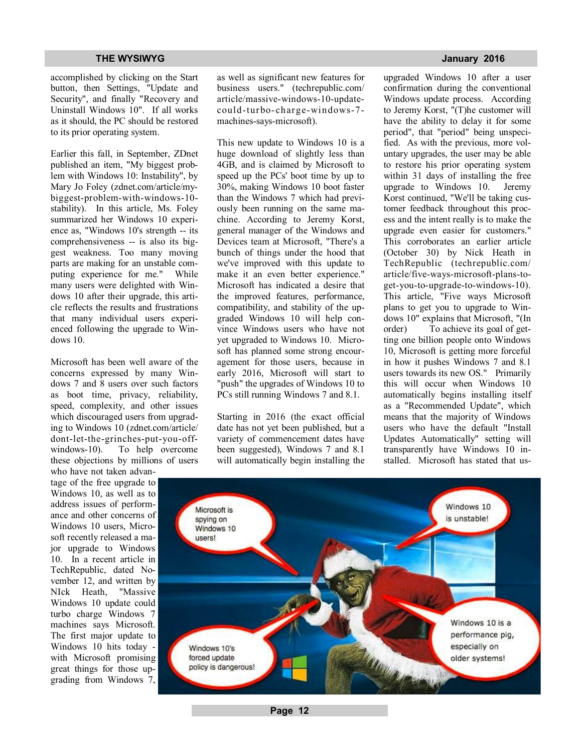accomplished by clicking on the Start button, then Settings, "Update and Security", and finally "Recovery and Uninstall Windows 10". If all works as it should, the PC should be restored to its prior operating system.

Earlier this fall, in September, ZDnet published an item, "My biggest problem with Windows 10: Instability", by Mary Jo Foley (zdnet.com/article/my-biggest-problem-with-windows-10-stability). In this article, Ms. Foley summarized her Windows 10 experience as, "Windows 10's strength -- its comprehensiveness -- is also its biggest weakness. Too many moving parts are making for an unstable computing experience for me." While many users were delighted with Windows 10 after their upgrade, this article reflects the results and frustrations that many individual users experienced following the upgrade to Windows 10.

Microsoft has been well aware of the concerns expressed by many Windows 7 and 8 users over such factors as boot time, privacy, reliability, speed, complexity, and other issues which discouraged users from upgrading to Windows 10 (zdnet.com/article/dont-let-the-grinches-put-you-off-windows-10). To help overcome these objections by millions of users who have not taken advantage of the free upgrade to Windows 10, as well as to address issues of performance and other concerns of Windows 10 users, Microsoft recently released a major upgrade to Windows 10. In a recent article in TechRepublic, dated November 12, and written by NIck Heath, "Massive Windows 10 update could turbo charge Windows 7 machines says Microsoft. The first major update to Windows 10 hits today - with Microsoft promising great things for those upgrading from Windows 7, as well as significant new features for business users." (techrepublic.com/article/massive-windows-10-update-could-turbo-charge-windows-7-machines-says-microsoft).

This new update to Windows 10 is a huge download of slightly less than 4GB, and is claimed by Microsoft to speed up the PCs' boot time by up to 30%, making Windows 10 boot faster than the Windows 7 which had previously been running on the same machine. According to Jeremy Korst, general manager of the Windows and Devices team at Microsoft, "There's a bunch of things under the hood that we've improved with this update to make it an even better experience." Microsoft has indicated a desire that the improved features, performance, compatibility, and stability of the upgraded Windows 10 will help convince Windows users who have not yet upgraded to Windows 10. Microsoft has planned some strong encouragement for those users, because in early 2016, Microsoft will start to "push" the upgrades of Windows 10 to PCs still running Windows 7 and 8.1.

Starting in 2016 (the exact official date has not yet been published, but a variety of commencement dates have been suggested), Windows 7 and 8.1 will automatically begin installing the upgraded Windows 10 after a user confirmation during the conventional Windows update process. According to Jeremy Korst, "(T)he customer will have the ability to delay it for some period", that "period" being unspecified. As with the previous, more voluntary upgrades, the user may be able to restore his prior operating system within 31 days of installing the free upgrade to Windows 10. Jeremy Korst continued, "We'll be taking customer feedback throughout this process and the intent really is to make the upgrade even easier for customers." This corroborates an earlier article (October 30) by Nick Heath in TechRepublic (techrepublic.com/article/five-ways-microsoft-plans-to-get-you-to-upgrade-to-windows-10). This article, "Five ways Microsoft plans to get you to upgrade to Windows 10" explains that Microsoft, "(In order) To achieve its goal of getting one billion people onto Windows 10, Microsoft is getting more forceful in how it pushes Windows 7 and 8.1 users towards its new OS." Primarily this will occur when Windows 10 automatically begins installing itself as a "Recommended Update", which means that the majority of Windows users who have the default "Install Updates Automatically" setting will transparently have Windows 10 installed. Microsoft has stated that us-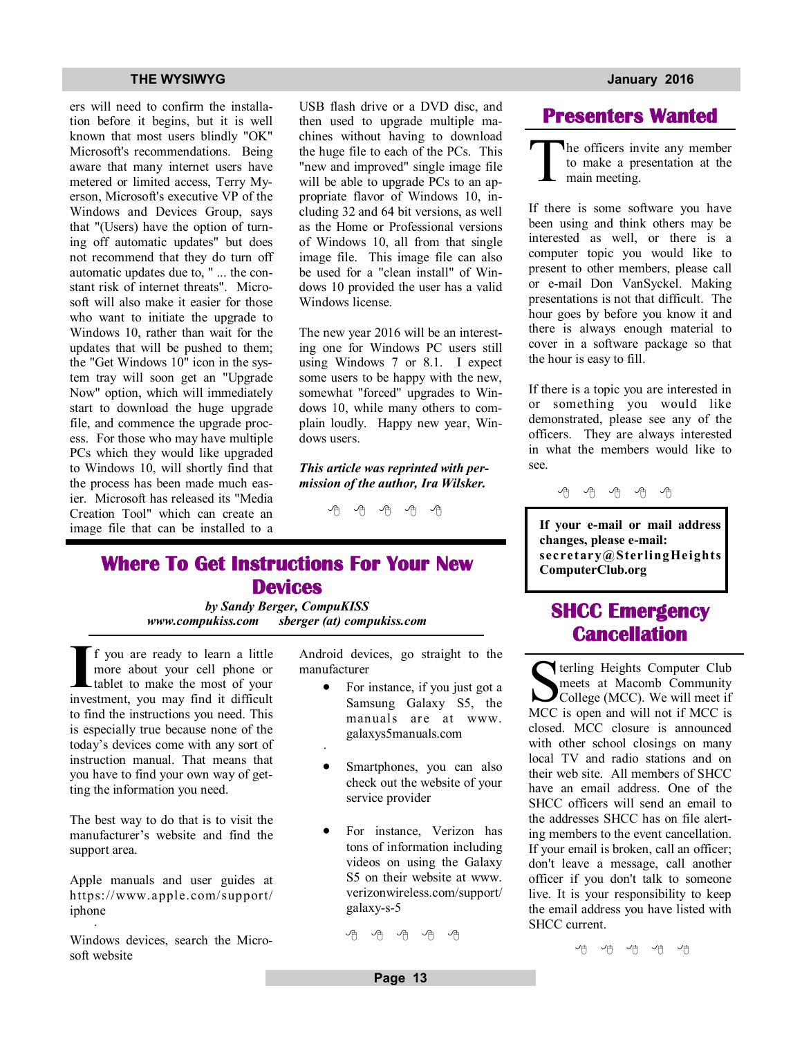ers will need to confirm the installation before it begins, but it is well known that most users blindly "OK" Microsoft's recommendations. Being aware that many internet users have metered or limited access, Terry Myerson, Microsoft's executive VP of the Windows and Devices Group, says that "(Users) have the option of turning off automatic updates" but does not recommend that they do turn off automatic updates due to, " ... the constant risk of internet threats". Microsoft will also make it easier for those who want to initiate the upgrade to Windows 10, rather than wait for the updates that will be pushed to them; the "Get Windows 10" icon in the system tray will soon get an "Upgrade Now" option, which will immediately start to download the huge upgrade file, and commence the upgrade process. For those who may have multiple PCs which they would like upgraded to Windows 10, will shortly find that the process has been made much easier. Microsoft has released its "Media Creation Tool" which can create an image file that can be installed to a USB flash drive or a DVD disc, and then used to upgrade multiple machines without having to download the huge file to each of the PCs. This "new and improved" single image file will be able to upgrade PCs to an appropriate flavor of Windows 10, including 32 and 64 bit versions, as well as the Home or Professional versions of Windows 10, all from that single image file. This image file can also be used for a "clean install" of Windows 10 provided the user has a valid Windows license.

The new year 2016 will be an interesting one for Windows PC users still using Windows 7 or 8.1. I expect some users to be happy with the new, somewhat "forced" upgrades to Windows 10, while many others to complain loudly. Happy new year, Windows users.

***This article was reprinted with permission of the author, Ira Wilsker.***

## Where To Get Instructions For Your New Devices

***by Sandy Berger, CompuKISS***
***www.compukiss.com sberger (at) compukiss.com***

If you are ready to learn a little more about your cell phone or tablet to make the most of your investment, you may find it difficult to find the instructions you need. This is especially true because none of the today's devices come with any sort of instruction manual. That means that you have to find your own way of getting the information you need.

The best way to do that is to visit the manufacturer's website and find the support area.

Apple manuals and user guides at https://www.apple.com/support/iphone

Windows devices, search the Microsoft website

Android devices, go straight to the manufacturer

- For instance, if you just got a Samsung Galaxy S5, the manuals are at www.galaxys5manuals.com
- Smartphones, you can also check out the website of your service provider
- For instance, Verizon has tons of information including videos on using the Galaxy S5 on their website at www.verizonwireless.com/support/galaxy-s-5

## Presenters Wanted

The officers invite any member to make a presentation at the main meeting.

If there is some software you have been using and think others may be interested as well, or there is a computer topic you would like to present to other members, please call or e-mail Don VanSyckel. Making presentations is not that difficult. The hour goes by before you know it and there is always enough material to cover in a software package so that the hour is easy to fill.

If there is a topic you are interested in or something you would like demonstrated, please see any of the officers. They are always interested in what the members would like to see.

**If your e-mail or mail address changes, please e-mail: secretary@SterlingHeightsComputerClub.org**

## SHCC Emergency Cancellation

Sterling Heights Computer Club meets at Macomb Community College (MCC). We will meet if MCC is open and will not if MCC is closed. MCC closure is announced with other school closings on many local TV and radio stations and on their web site. All members of SHCC have an email address. One of the SHCC officers will send an email to the addresses SHCC has on file alerting members to the event cancellation. If your email is broken, call an officer; don't leave a message, call another officer if you don't talk to someone live. It is your responsibility to keep the email address you have listed with SHCC current.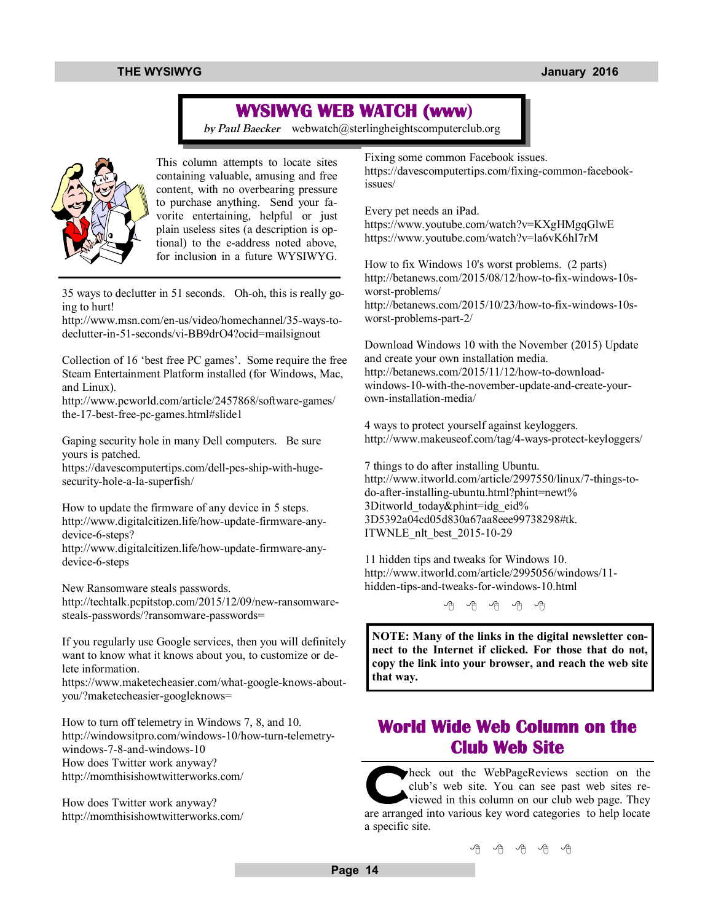# WYSIWYG WEB WATCH (www)

*by Paul Baecker* webwatch@sterlingheightscomputerclub.org

This column attempts to locate sites containing valuable, amusing and free content, with no overbearing pressure to purchase anything. Send your favorite entertaining, helpful or just plain useless sites (a description is optional) to the e-address noted above, for inclusion in a future WYSIWYG.

35 ways to declutter in 51 seconds. Oh-oh, this is really going to hurt!
http://www.msn.com/en-us/video/homechannel/35-ways-to-declutter-in-51-seconds/vi-BB9drO4?ocid=mailsignout

Collection of 16 'best free PC games'. Some require the free Steam Entertainment Platform installed (for Windows, Mac, and Linux).
http://www.pcworld.com/article/2457868/software-games/the-17-best-free-pc-games.html#slide1

Gaping security hole in many Dell computers. Be sure yours is patched.
https://davescomputertips.com/dell-pcs-ship-with-huge-security-hole-a-la-superfish/

How to update the firmware of any device in 5 steps.
http://www.digitalcitizen.life/how-update-firmware-any-device-6-steps?
http://www.digitalcitizen.life/how-update-firmware-any-device-6-steps

New Ransomware steals passwords.
http://techtalk.pcpitstop.com/2015/12/09/new-ransomware-steals-passwords/?ransomware-passwords=

If you regularly use Google services, then you will definitely want to know what it knows about you, to customize or delete information.
https://www.maketecheasier.com/what-google-knows-about-you/?maketecheasier-googleknows=

How to turn off telemetry in Windows 7, 8, and 10.
http://windowsitpro.com/windows-10/how-turn-telemetry-windows-7-8-and-windows-10
How does Twitter work anyway?
http://momthisishowtwitterworks.com/

How does Twitter work anyway?
http://momthisishowtwitterworks.com/

Fixing some common Facebook issues.
https://davescomputertips.com/fixing-common-facebook-issues/

Every pet needs an iPad.
https://www.youtube.com/watch?v=KXgHMgqGlwE
https://www.youtube.com/watch?v=la6vK6hI7rM

How to fix Windows 10's worst problems. (2 parts)
http://betanews.com/2015/08/12/how-to-fix-windows-10s-worst-problems/
http://betanews.com/2015/10/23/how-to-fix-windows-10s-worst-problems-part-2/

Download Windows 10 with the November (2015) Update and create your own installation media.
http://betanews.com/2015/11/12/how-to-download-windows-10-with-the-november-update-and-create-your-own-installation-media/

4 ways to protect yourself against keyloggers.
http://www.makeuseof.com/tag/4-ways-protect-keyloggers/

7 things to do after installing Ubuntu.
http://www.itworld.com/article/2997550/linux/7-things-to-do-after-installing-ubuntu.html?phint=newt%3Ditworld_today&phint=idg_eid%3D5392a04cd05d830a67aa8eee99738298#tk.ITWNLE_nlt_best_2015-10-29

11 hidden tips and tweaks for Windows 10.
http://www.itworld.com/article/2995056/windows/11-hidden-tips-and-tweaks-for-windows-10.html

**NOTE: Many of the links in the digital newsletter connect to the Internet if clicked. For those that do not, copy the link into your browser, and reach the web site that way.**

## World Wide Web Column on the Club Web Site

Check out the WebPageReviews section on the club's web site. You can see past web sites reviewed in this column on our club web page. They are arranged into various key word categories to help locate a specific site.